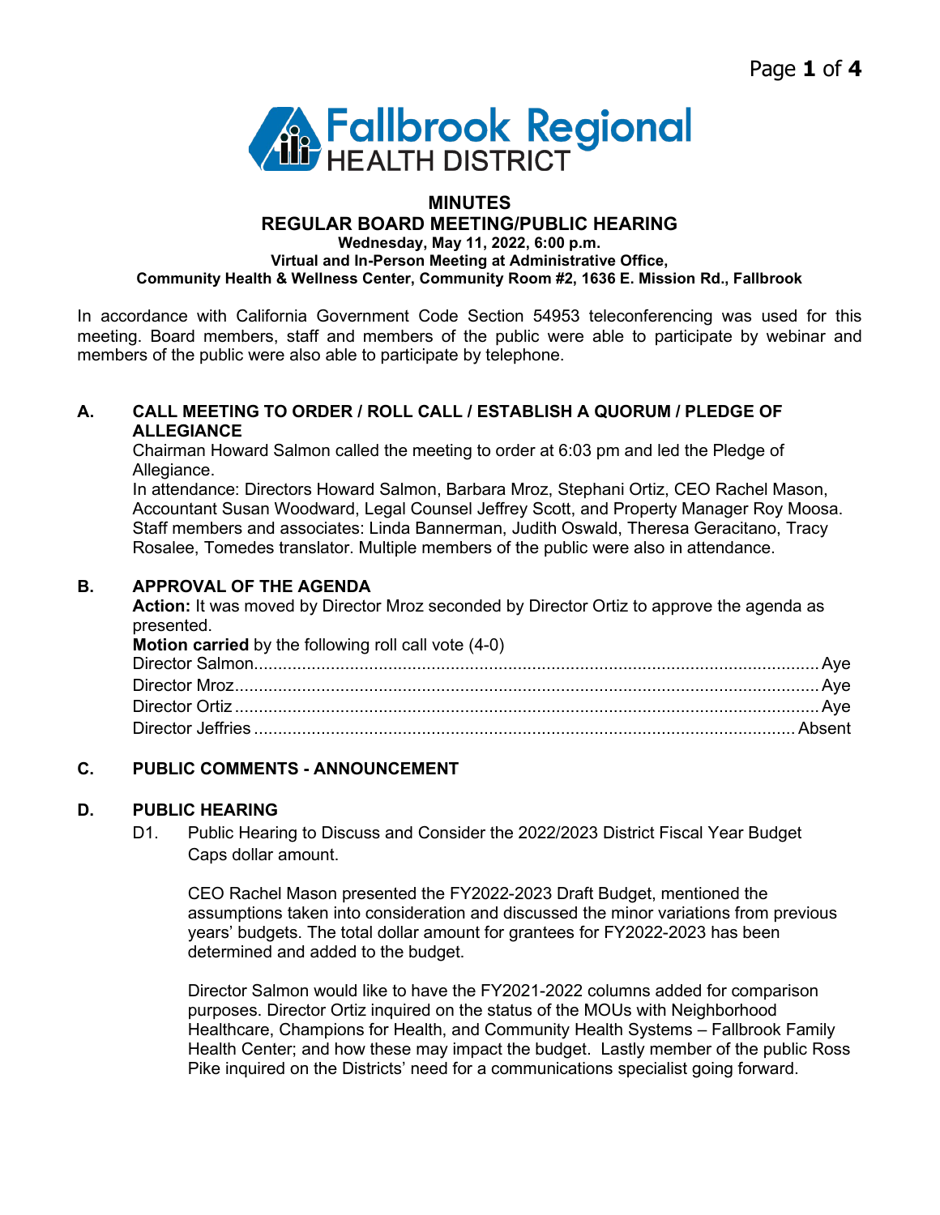Fallbrook Regional HEALTH DISTRICT

# MINUTES

## REGULAR BOARD MEETING/PUBLIC HEARING

**Wednesday, May 11, 2022, 6:00 p.m.**
**Virtual and In-Person Meeting at Administrative Office,**
**Community Health & Wellness Center, Community Room #2, 1636 E. Mission Rd., Fallbrook**

In accordance with California Government Code Section 54953 teleconferencing was used for this meeting. Board members, staff and members of the public were able to participate by webinar and members of the public were also able to participate by telephone.

### A. CALL MEETING TO ORDER / ROLL CALL / ESTABLISH A QUORUM / PLEDGE OF ALLEGIANCE

Chairman Howard Salmon called the meeting to order at 6:03 pm and led the Pledge of Allegiance.

In attendance: Directors Howard Salmon, Barbara Mroz, Stephani Ortiz, CEO Rachel Mason, Accountant Susan Woodward, Legal Counsel Jeffrey Scott, and Property Manager Roy Moosa. Staff members and associates: Linda Bannerman, Judith Oswald, Theresa Geracitano, Tracy Rosalee, Tomedes translator. Multiple members of the public were also in attendance.

### B. APPROVAL OF THE AGENDA

**Action:** It was moved by Director Mroz seconded by Director Ortiz to approve the agenda as presented.

**Motion carried** by the following roll call vote (4-0)

Director Salmon....................................................Aye
Director Mroz.......................................................Aye
Director Ortiz.......................................................Aye
Director Jeffries....................................................Absent

### C. PUBLIC COMMENTS - ANNOUNCEMENT

### D. PUBLIC HEARING

D1. Public Hearing to Discuss and Consider the 2022/2023 District Fiscal Year Budget Caps dollar amount.

CEO Rachel Mason presented the FY2022-2023 Draft Budget, mentioned the assumptions taken into consideration and discussed the minor variations from previous years' budgets. The total dollar amount for grantees for FY2022-2023 has been determined and added to the budget.

Director Salmon would like to have the FY2021-2022 columns added for comparison purposes. Director Ortiz inquired on the status of the MOUs with Neighborhood Healthcare, Champions for Health, and Community Health Systems – Fallbrook Family Health Center; and how these may impact the budget. Lastly member of the public Ross Pike inquired on the Districts' need for a communications specialist going forward.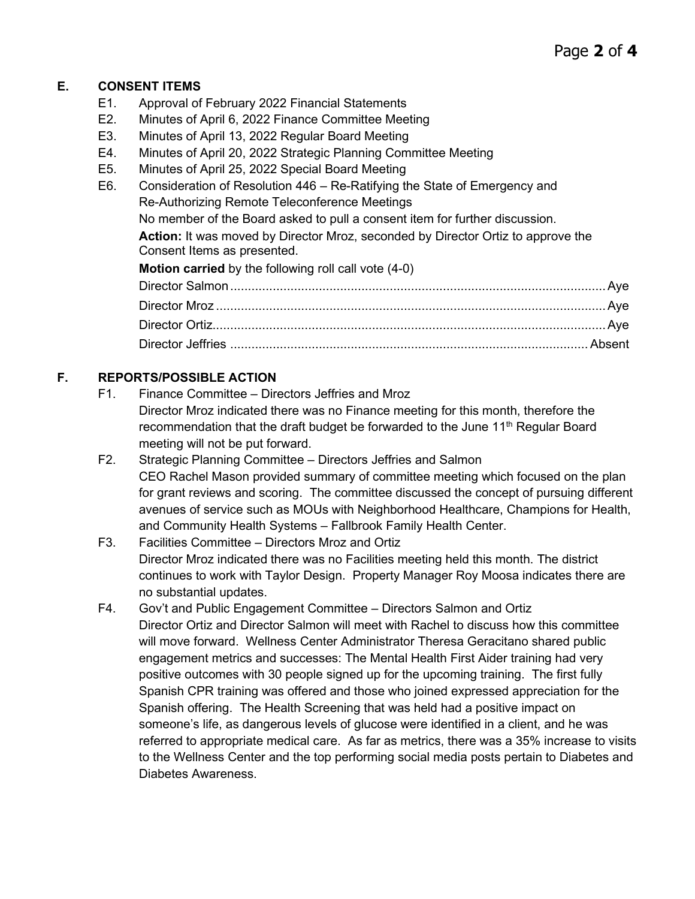## E. CONSENT ITEMS

E1. Approval of February 2022 Financial Statements

E2. Minutes of April 6, 2022 Finance Committee Meeting

E3. Minutes of April 13, 2022 Regular Board Meeting

E4. Minutes of April 20, 2022 Strategic Planning Committee Meeting

E5. Minutes of April 25, 2022 Special Board Meeting

E6. Consideration of Resolution 446 – Re-Ratifying the State of Emergency and Re-Authorizing Remote Teleconference Meetings

No member of the Board asked to pull a consent item for further discussion.

**Action:** It was moved by Director Mroz, seconded by Director Ortiz to approve the Consent Items as presented.

**Motion carried** by the following roll call vote (4-0)

Director Salmon .......... Aye
Director Mroz .......... Aye
Director Ortiz.......... Aye
Director Jeffries .......... Absent

## F. REPORTS/POSSIBLE ACTION

F1. Finance Committee – Directors Jeffries and Mroz

Director Mroz indicated there was no Finance meeting for this month, therefore the recommendation that the draft budget be forwarded to the June 11th Regular Board meeting will not be put forward.

F2. Strategic Planning Committee – Directors Jeffries and Salmon

CEO Rachel Mason provided summary of committee meeting which focused on the plan for grant reviews and scoring. The committee discussed the concept of pursuing different avenues of service such as MOUs with Neighborhood Healthcare, Champions for Health, and Community Health Systems – Fallbrook Family Health Center.

F3. Facilities Committee – Directors Mroz and Ortiz

Director Mroz indicated there was no Facilities meeting held this month. The district continues to work with Taylor Design. Property Manager Roy Moosa indicates there are no substantial updates.

F4. Gov't and Public Engagement Committee – Directors Salmon and Ortiz

Director Ortiz and Director Salmon will meet with Rachel to discuss how this committee will move forward. Wellness Center Administrator Theresa Geracitano shared public engagement metrics and successes: The Mental Health First Aider training had very positive outcomes with 30 people signed up for the upcoming training. The first fully Spanish CPR training was offered and those who joined expressed appreciation for the Spanish offering. The Health Screening that was held had a positive impact on someone's life, as dangerous levels of glucose were identified in a client, and he was referred to appropriate medical care. As far as metrics, there was a 35% increase to visits to the Wellness Center and the top performing social media posts pertain to Diabetes and Diabetes Awareness.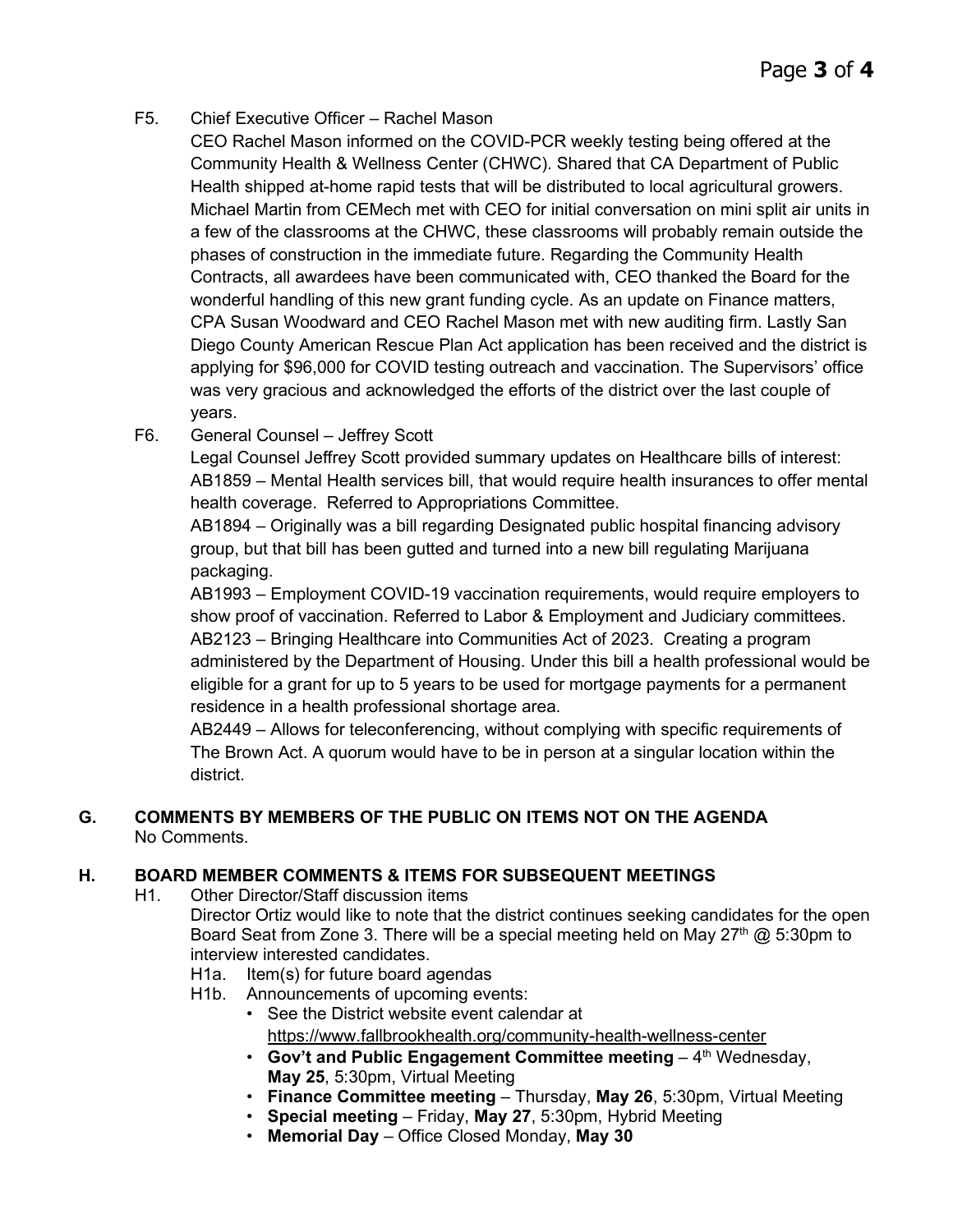F5. Chief Executive Officer – Rachel Mason

CEO Rachel Mason informed on the COVID-PCR weekly testing being offered at the Community Health & Wellness Center (CHWC). Shared that CA Department of Public Health shipped at-home rapid tests that will be distributed to local agricultural growers. Michael Martin from CEMech met with CEO for initial conversation on mini split air units in a few of the classrooms at the CHWC, these classrooms will probably remain outside the phases of construction in the immediate future. Regarding the Community Health Contracts, all awardees have been communicated with, CEO thanked the Board for the wonderful handling of this new grant funding cycle. As an update on Finance matters, CPA Susan Woodward and CEO Rachel Mason met with new auditing firm. Lastly San Diego County American Rescue Plan Act application has been received and the district is applying for $96,000 for COVID testing outreach and vaccination. The Supervisors' office was very gracious and acknowledged the efforts of the district over the last couple of years.

F6. General Counsel – Jeffrey Scott

Legal Counsel Jeffrey Scott provided summary updates on Healthcare bills of interest:

AB1859 – Mental Health services bill, that would require health insurances to offer mental health coverage. Referred to Appropriations Committee.

AB1894 – Originally was a bill regarding Designated public hospital financing advisory group, but that bill has been gutted and turned into a new bill regulating Marijuana packaging.

AB1993 – Employment COVID-19 vaccination requirements, would require employers to show proof of vaccination. Referred to Labor & Employment and Judiciary committees.

AB2123 – Bringing Healthcare into Communities Act of 2023. Creating a program administered by the Department of Housing. Under this bill a health professional would be eligible for a grant for up to 5 years to be used for mortgage payments for a permanent residence in a health professional shortage area.

AB2449 – Allows for teleconferencing, without complying with specific requirements of The Brown Act. A quorum would have to be in person at a singular location within the district.

## G. COMMENTS BY MEMBERS OF THE PUBLIC ON ITEMS NOT ON THE AGENDA

No Comments.

## H. BOARD MEMBER COMMENTS & ITEMS FOR SUBSEQUENT MEETINGS

H1. Other Director/Staff discussion items

Director Ortiz would like to note that the district continues seeking candidates for the open Board Seat from Zone 3. There will be a special meeting held on May 27th @ 5:30pm to interview interested candidates.

H1a. Item(s) for future board agendas

H1b. Announcements of upcoming events:

- See the District website event calendar at https://www.fallbrookhealth.org/community-health-wellness-center
- **Gov't and Public Engagement Committee meeting** – 4th Wednesday, **May 25**, 5:30pm, Virtual Meeting
- **Finance Committee meeting** – Thursday, **May 26**, 5:30pm, Virtual Meeting
- **Special meeting** – Friday, **May 27**, 5:30pm, Hybrid Meeting
- **Memorial Day** – Office Closed Monday, **May 30**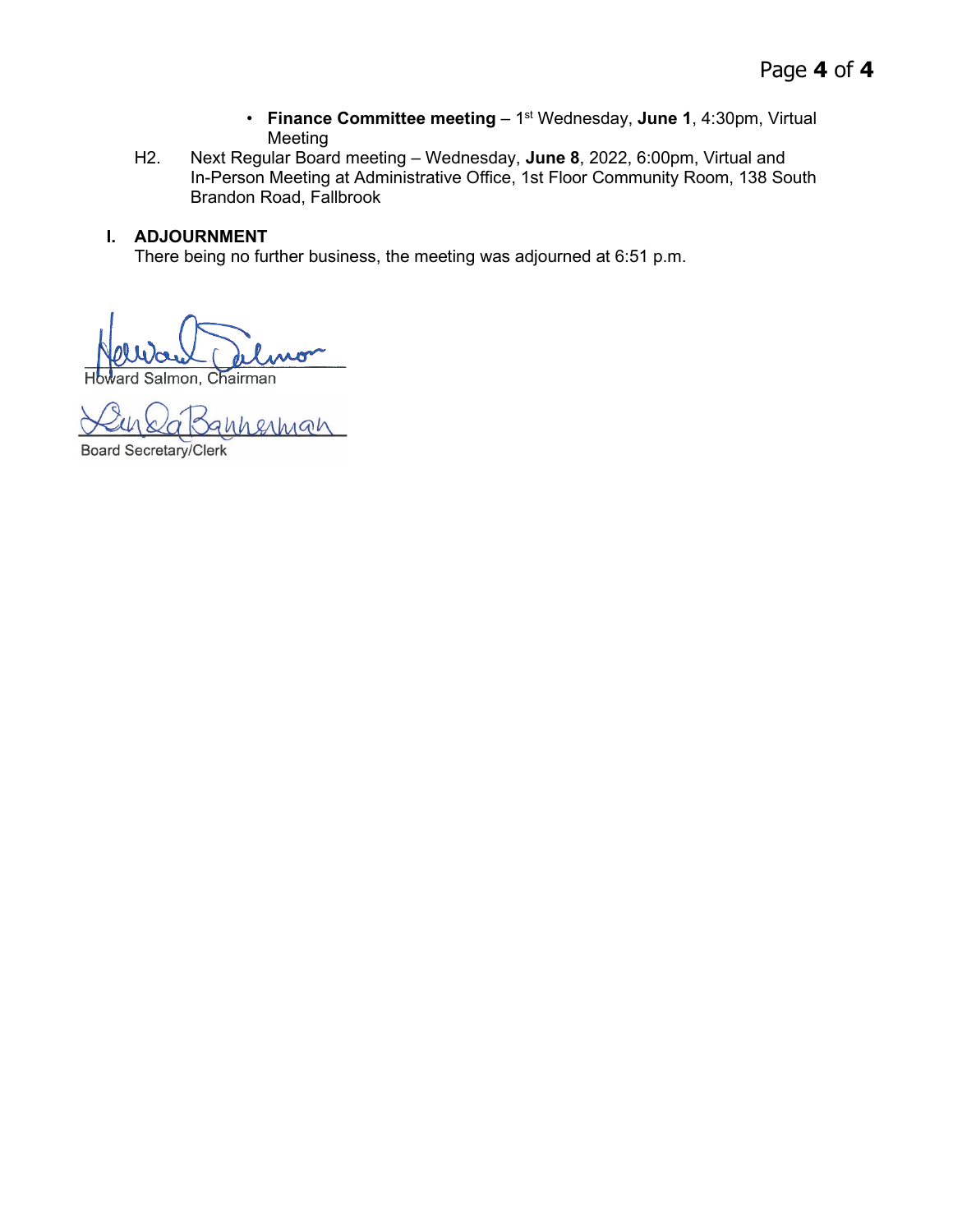- **Finance Committee meeting** – 1st Wednesday, **June 1**, 4:30pm, Virtual Meeting

H2. Next Regular Board meeting – Wednesday, **June 8**, 2022, 6:00pm, Virtual and In-Person Meeting at Administrative Office, 1st Floor Community Room, 138 South Brandon Road, Fallbrook

## I. ADJOURNMENT

There being no further business, the meeting was adjourned at 6:51 p.m.

Howard Salmon, Chairman

Board Secretary/Clerk